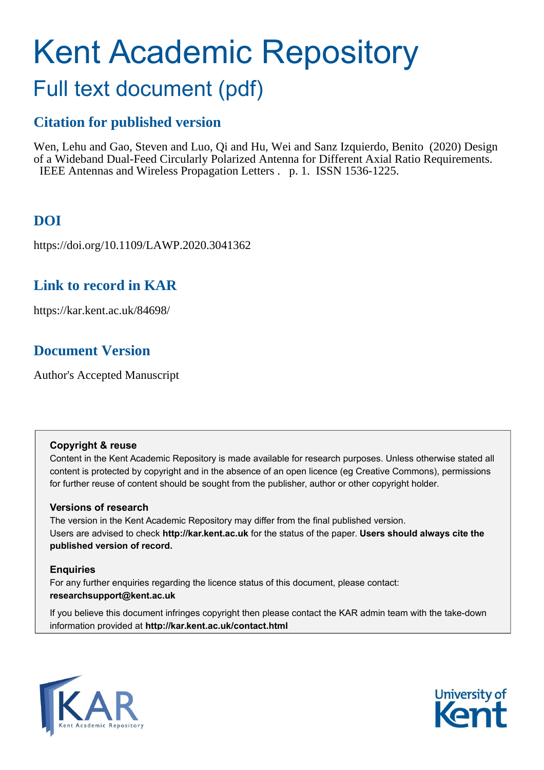# Kent Academic Repository

## Full text document (pdf)

### Citation for published version

Wen, Lehu and Gao, Steven and Luo, Qi and Hu, Wei and Sanz Izquierdo, Benito (2020) Design of a Wideband Dual-Feed Circularly Polarized Antenna for Different Axial Ratio Requirements. IEEE Antennas and Wireless Propagation Letters . p. 1. ISSN 1536-1225.

### DOI

https://doi.org/10.1109/LAWP.2020.3041362

### Link to record in KAR

https://kar.kent.ac.uk/84698/

### Document Version

Author's Accepted Manuscript

**Copyright & reuse**

Content in the Kent Academic Repository is made available for research purposes. Unless otherwise stated all content is protected by copyright and in the absence of an open licence (eg Creative Commons), permissions for further reuse of content should be sought from the publisher, author or other copyright holder.

**Versions of research**

The version in the Kent Academic Repository may differ from the final published version.
Users are advised to check **http://kar.kent.ac.uk** for the status of the paper. **Users should always cite the published version of record.**

**Enquiries**

For any further enquiries regarding the licence status of this document, please contact:
**researchsupport@kent.ac.uk**

If you believe this document infringes copyright then please contact the KAR admin team with the take-down information provided at **http://kar.kent.ac.uk/contact.html**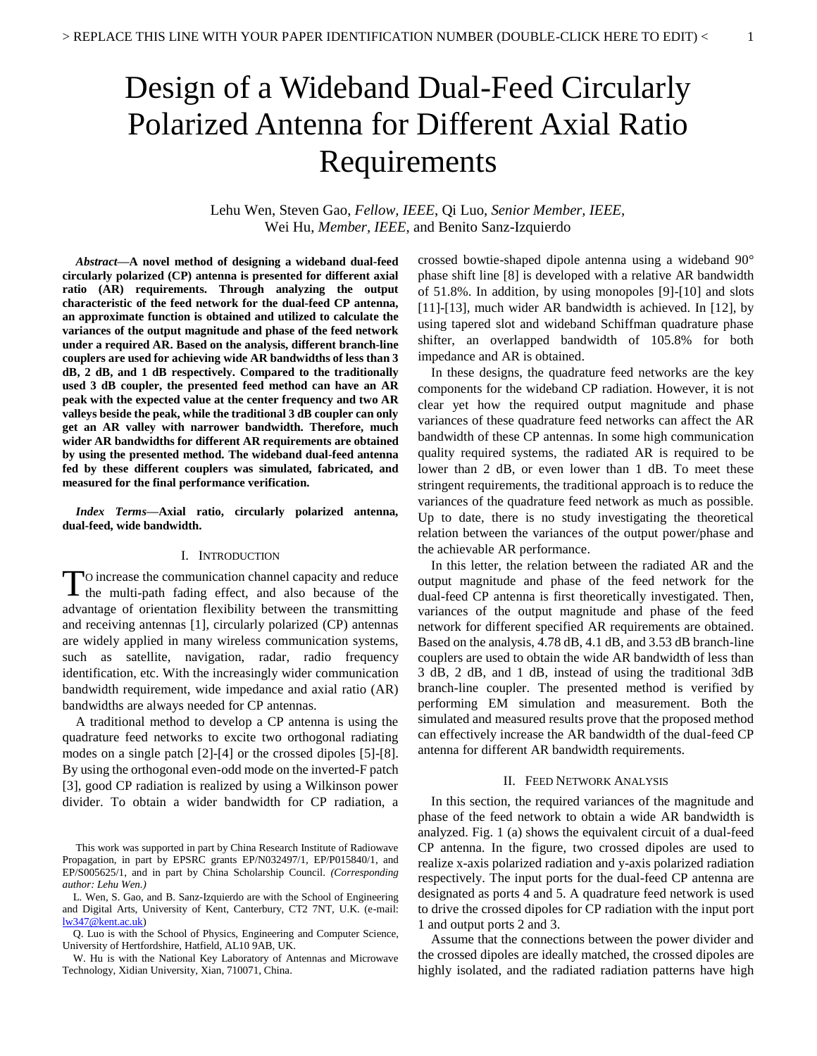# Design of a Wideband Dual-Feed Circularly Polarized Antenna for Different Axial Ratio Requirements

Lehu Wen, Steven Gao, *Fellow, IEEE*, Qi Luo, *Senior Member, IEEE*, Wei Hu, *Member, IEEE*, and Benito Sanz-Izquierdo

***Abstract*—A novel method of designing a wideband dual-feed circularly polarized (CP) antenna is presented for different axial ratio (AR) requirements. Through analyzing the output characteristic of the feed network for the dual-feed CP antenna, an approximate function is obtained and utilized to calculate the variances of the output magnitude and phase of the feed network under a required AR. Based on the analysis, different branch-line couplers are used for achieving wide AR bandwidths of less than 3 dB, 2 dB, and 1 dB respectively. Compared to the traditionally used 3 dB coupler, the presented feed method can have an AR peak with the expected value at the center frequency and two AR valleys beside the peak, while the traditional 3 dB coupler can only get an AR valley with narrower bandwidth. Therefore, much wider AR bandwidths for different AR requirements are obtained by using the presented method. The wideband dual-feed antenna fed by these different couplers was simulated, fabricated, and measured for the final performance verification.**

***Index Terms*—Axial ratio, circularly polarized antenna, dual-feed, wide bandwidth.**

## I. Introduction

To increase the communication channel capacity and reduce the multi-path fading effect, and also because of the advantage of orientation flexibility between the transmitting and receiving antennas [1], circularly polarized (CP) antennas are widely applied in many wireless communication systems, such as satellite, navigation, radar, radio frequency identification, etc. With the increasingly wider communication bandwidth requirement, wide impedance and axial ratio (AR) bandwidths are always needed for CP antennas.

A traditional method to develop a CP antenna is using the quadrature feed networks to excite two orthogonal radiating modes on a single patch [2]-[4] or the crossed dipoles [5]-[8]. By using the orthogonal even-odd mode on the inverted-F patch [3], good CP radiation is realized by using a Wilkinson power divider. To obtain a wider bandwidth for CP radiation, a crossed bowtie-shaped dipole antenna using a wideband 90° phase shift line [8] is developed with a relative AR bandwidth of 51.8%. In addition, by using monopoles [9]-[10] and slots [11]-[13], much wider AR bandwidth is achieved. In [12], by using tapered slot and wideband Schiffman quadrature phase shifter, an overlapped bandwidth of 105.8% for both impedance and AR is obtained.

In these designs, the quadrature feed networks are the key components for the wideband CP radiation. However, it is not clear yet how the required output magnitude and phase variances of these quadrature feed networks can affect the AR bandwidth of these CP antennas. In some high communication quality required systems, the radiated AR is required to be lower than 2 dB, or even lower than 1 dB. To meet these stringent requirements, the traditional approach is to reduce the variances of the quadrature feed network as much as possible. Up to date, there is no study investigating the theoretical relation between the variances of the output power/phase and the achievable AR performance.

In this letter, the relation between the radiated AR and the output magnitude and phase of the feed network for the dual-feed CP antenna is first theoretically investigated. Then, variances of the output magnitude and phase of the feed network for different specified AR requirements are obtained. Based on the analysis, 4.78 dB, 4.1 dB, and 3.53 dB branch-line couplers are used to obtain the wide AR bandwidth of less than 3 dB, 2 dB, and 1 dB, instead of using the traditional 3dB branch-line coupler. The presented method is verified by performing EM simulation and measurement. Both the simulated and measured results prove that the proposed method can effectively increase the AR bandwidth of the dual-feed CP antenna for different AR bandwidth requirements.

## II. Feed Network Analysis

In this section, the required variances of the magnitude and phase of the feed network to obtain a wide AR bandwidth is analyzed. Fig. 1 (a) shows the equivalent circuit of a dual-feed CP antenna. In the figure, two crossed dipoles are used to realize x-axis polarized radiation and y-axis polarized radiation respectively. The input ports for the dual-feed CP antenna are designated as ports 4 and 5. A quadrature feed network is used to drive the crossed dipoles for CP radiation with the input port 1 and output ports 2 and 3.

Assume that the connections between the power divider and the crossed dipoles are ideally matched, the crossed dipoles are highly isolated, and the radiated radiation patterns have high

This work was supported in part by China Research Institute of Radiowave Propagation, in part by EPSRC grants EP/N032497/1, EP/P015840/1, and EP/S005625/1, and in part by China Scholarship Council. *(Corresponding author: Lehu Wen.)*

L. Wen, S. Gao, and B. Sanz-Izquierdo are with the School of Engineering and Digital Arts, University of Kent, Canterbury, CT2 7NT, U.K. (e-mail: lw347@kent.ac.uk)

Q. Luo is with the School of Physics, Engineering and Computer Science, University of Hertfordshire, Hatfield, AL10 9AB, UK.

W. Hu is with the National Key Laboratory of Antennas and Microwave Technology, Xidian University, Xian, 710071, China.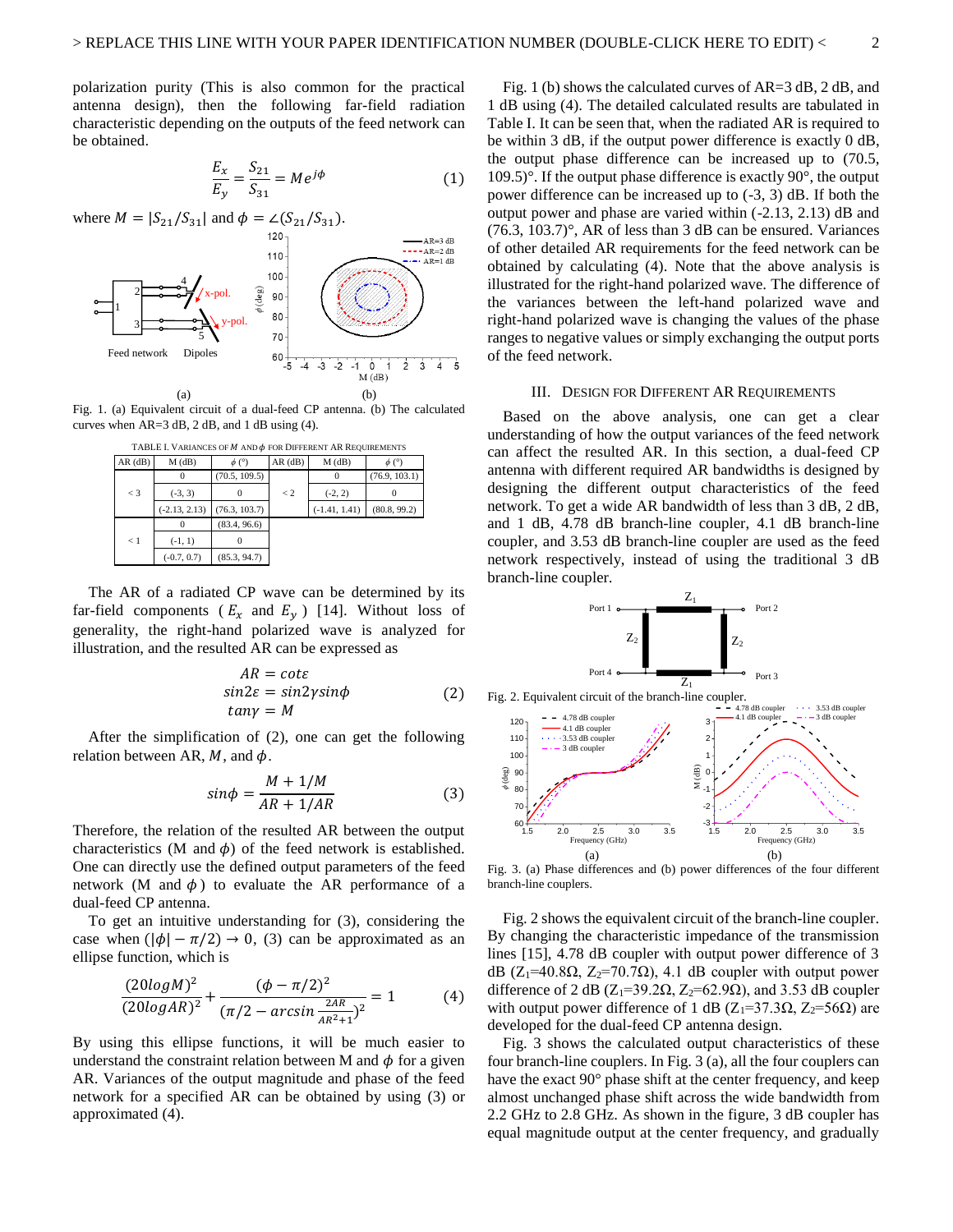polarization purity (This is also common for the practical antenna design), then the following far-field radiation characteristic depending on the outputs of the feed network can be obtained.

$$\frac{E_x}{E_y} = \frac{S_{21}}{S_{31}} = Me^{j\phi} \tag{1}$$

where $M = |S_{21}/S_{31}|$ and $\phi = \angle(S_{21}/S_{31})$.

Fig. 1. (a) Equivalent circuit of a dual-feed CP antenna. (b) The calculated curves when AR=3 dB, 2 dB, and 1 dB using (4).

TABLE I. VARIANCES OF $M$ AND $\phi$ FOR DIFFERENT AR REQUIREMENTS

| AR (dB) | M (dB) | $\phi$ (°) | AR (dB) | M (dB) | $\phi$ (°) |
|---|---|---|---|---|---|
| < 3 | 0 | (70.5, 109.5) | < 2 | 0 | (76.9, 103.1) |
| | (-3, 3) | 0 | | (-2, 2) | 0 |
| | (-2.13, 2.13) | (76.3, 103.7) | | (-1.41, 1.41) | (80.8, 99.2) |
| < 1 | 0 | (83.4, 96.6) | | | |
| | (-1, 1) | 0 | | | |
| | (-0.7, 0.7) | (85.3, 94.7) | | | |

The AR of a radiated CP wave can be determined by its far-field components ($E_x$ and $E_y$) [14]. Without loss of generality, the right-hand polarized wave is analyzed for illustration, and the resulted AR can be expressed as

$$\begin{aligned} AR &= cot\varepsilon \\ sin2\varepsilon &= sin2\gamma sin\phi \\ tan\gamma &= M \end{aligned} \tag{2}$$

After the simplification of (2), one can get the following relation between AR, $M$, and $\phi$.

$$sin\phi = \frac{M + 1/M}{AR + 1/AR} \tag{3}$$

Therefore, the relation of the resulted AR between the output characteristics (M and $\phi$) of the feed network is established. One can directly use the defined output parameters of the feed network (M and $\phi$) to evaluate the AR performance of a dual-feed CP antenna.

To get an intuitive understanding for (3), considering the case when $(|\phi| - \pi/2) \to 0$, (3) can be approximated as an ellipse function, which is

$$\frac{(20logM)^2}{(20logAR)^2} + \frac{(\phi - \pi/2)^2}{(\pi/2 - arcsin\frac{2AR}{AR^2+1})^2} = 1 \tag{4}$$

By using this ellipse functions, it will be much easier to understand the constraint relation between M and $\phi$ for a given AR. Variances of the output magnitude and phase of the feed network for a specified AR can be obtained by using (3) or approximated (4).

Fig. 1 (b) shows the calculated curves of AR=3 dB, 2 dB, and 1 dB using (4). The detailed calculated results are tabulated in Table I. It can be seen that, when the radiated AR is required to be within 3 dB, if the output power difference is exactly 0 dB, the output phase difference can be increased up to (70.5, 109.5)°. If the output phase difference is exactly 90°, the output power difference can be increased up to (-3, 3) dB. If both the output power and phase are varied within (-2.13, 2.13) dB and (76.3, 103.7)°, AR of less than 3 dB can be ensured. Variances of other detailed AR requirements for the feed network can be obtained by calculating (4). Note that the above analysis is illustrated for the right-hand polarized wave. The difference of the variances between the left-hand polarized wave and right-hand polarized wave is changing the values of the phase ranges to negative values or simply exchanging the output ports of the feed network.

## III. DESIGN FOR DIFFERENT AR REQUIREMENTS

Based on the above analysis, one can get a clear understanding of how the output variances of the feed network can affect the resulted AR. In this section, a dual-feed CP antenna with different required AR bandwidths is designed by designing the different output characteristics of the feed network. To get a wide AR bandwidth of less than 3 dB, 2 dB, and 1 dB, 4.78 dB branch-line coupler, 4.1 dB branch-line coupler, and 3.53 dB branch-line coupler are used as the feed network respectively, instead of using the traditional 3 dB branch-line coupler.

Fig. 2. Equivalent circuit of the branch-line coupler.

Fig. 3. (a) Phase differences and (b) power differences of the four different branch-line couplers.

Fig. 2 shows the equivalent circuit of the branch-line coupler. By changing the characteristic impedance of the transmission lines [15], 4.78 dB coupler with output power difference of 3 dB ($Z_1$=40.8Ω, $Z_2$=70.7Ω), 4.1 dB coupler with output power difference of 2 dB ($Z_1$=39.2Ω, $Z_2$=62.9Ω), and 3.53 dB coupler with output power difference of 1 dB ($Z_1$=37.3Ω, $Z_2$=56Ω) are developed for the dual-feed CP antenna design.

Fig. 3 shows the calculated output characteristics of these four branch-line couplers. In Fig. 3 (a), all the four couplers can have the exact 90° phase shift at the center frequency, and keep almost unchanged phase shift across the wide bandwidth from 2.2 GHz to 2.8 GHz. As shown in the figure, 3 dB coupler has equal magnitude output at the center frequency, and gradually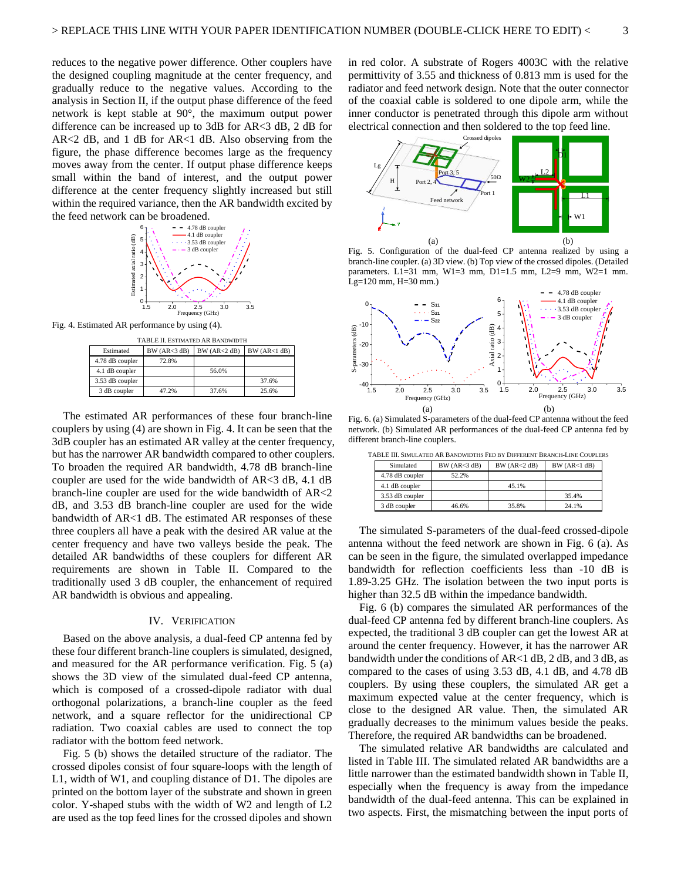reduces to the negative power difference. Other couplers have the designed coupling magnitude at the center frequency, and gradually reduce to the negative values. According to the analysis in Section II, if the output phase difference of the feed network is kept stable at 90°, the maximum output power difference can be increased up to 3dB for AR<3 dB, 2 dB for AR<2 dB, and 1 dB for AR<1 dB. Also observing from the figure, the phase difference becomes large as the frequency moves away from the center. If output phase difference keeps small within the band of interest, and the output power difference at the center frequency slightly increased but still within the required variance, then the AR bandwidth excited by the feed network can be broadened.

Fig. 4. Estimated AR performance by using (4).

TABLE II. ESTIMATED AR BANDWIDTH

| Estimated | BW (AR<3 dB) | BW (AR<2 dB) | BW (AR<1 dB) |
|---|---|---|---|
| 4.78 dB coupler | 72.8% | | |
| 4.1 dB coupler | | 56.0% | |
| 3.53 dB coupler | | | 37.6% |
| 3 dB coupler | 47.2% | 37.6% | 25.6% |

The estimated AR performances of these four branch-line couplers by using (4) are shown in Fig. 4. It can be seen that the 3dB coupler has an estimated AR valley at the center frequency, but has the narrower AR bandwidth compared to other couplers. To broaden the required AR bandwidth, 4.78 dB branch-line coupler are used for the wide bandwidth of AR<3 dB, 4.1 dB branch-line coupler are used for the wide bandwidth of AR<2 dB, and 3.53 dB branch-line coupler are used for the wide bandwidth of AR<1 dB. The estimated AR responses of these three couplers all have a peak with the desired AR value at the center frequency and have two valleys beside the peak. The detailed AR bandwidths of these couplers for different AR requirements are shown in Table II. Compared to the traditionally used 3 dB coupler, the enhancement of required AR bandwidth is obvious and appealing.

## IV. VERIFICATION

Based on the above analysis, a dual-feed CP antenna fed by these four different branch-line couplers is simulated, designed, and measured for the AR performance verification. Fig. 5 (a) shows the 3D view of the simulated dual-feed CP antenna, which is composed of a crossed-dipole radiator with dual orthogonal polarizations, a branch-line coupler as the feed network, and a square reflector for the unidirectional CP radiation. Two coaxial cables are used to connect the top radiator with the bottom feed network.

Fig. 5 (b) shows the detailed structure of the radiator. The crossed dipoles consist of four square-loops with the length of L1, width of W1, and coupling distance of D1. The dipoles are printed on the bottom layer of the substrate and shown in green color. Y-shaped stubs with the width of W2 and length of L2 are used as the top feed lines for the crossed dipoles and shown in red color. A substrate of Rogers 4003C with the relative permittivity of 3.55 and thickness of 0.813 mm is used for the radiator and feed network design. Note that the outer connector of the coaxial cable is soldered to one dipole arm, while the inner conductor is penetrated through this dipole arm without electrical connection and then soldered to the top feed line.

Fig. 5. Configuration of the dual-feed CP antenna realized by using a branch-line coupler. (a) 3D view. (b) Top view of the crossed dipoles. (Detailed parameters. L1=31 mm, W1=3 mm, D1=1.5 mm, L2=9 mm, W2=1 mm. Lg=120 mm, H=30 mm.)

Fig. 6. (a) Simulated S-parameters of the dual-feed CP antenna without the feed network. (b) Simulated AR performances of the dual-feed CP antenna fed by different branch-line couplers.

TABLE III. SIMULATED AR BANDWIDTHS FED BY DIFFERENT BRANCH-LINE COUPLERS

| Simulated | BW (AR<3 dB) | BW (AR<2 dB) | BW (AR<1 dB) |
|---|---|---|---|
| 4.78 dB coupler | 52.2% | | |
| 4.1 dB coupler | | 45.1% | |
| 3.53 dB coupler | | | 35.4% |
| 3 dB coupler | 46.6% | 35.8% | 24.1% |

The simulated S-parameters of the dual-feed crossed-dipole antenna without the feed network are shown in Fig. 6 (a). As can be seen in the figure, the simulated overlapped impedance bandwidth for reflection coefficients less than -10 dB is 1.89-3.25 GHz. The isolation between the two input ports is higher than 32.5 dB within the impedance bandwidth.

Fig. 6 (b) compares the simulated AR performances of the dual-feed CP antenna fed by different branch-line couplers. As expected, the traditional 3 dB coupler can get the lowest AR at around the center frequency. However, it has the narrower AR bandwidth under the conditions of AR<1 dB, 2 dB, and 3 dB, as compared to the cases of using 3.53 dB, 4.1 dB, and 4.78 dB couplers. By using these couplers, the simulated AR get a maximum expected value at the center frequency, which is close to the designed AR value. Then, the simulated AR gradually decreases to the minimum values beside the peaks. Therefore, the required AR bandwidths can be broadened.

The simulated relative AR bandwidths are calculated and listed in Table III. The simulated related AR bandwidths are a little narrower than the estimated bandwidth shown in Table II, especially when the frequency is away from the impedance bandwidth of the dual-feed antenna. This can be explained in two aspects. First, the mismatching between the input ports of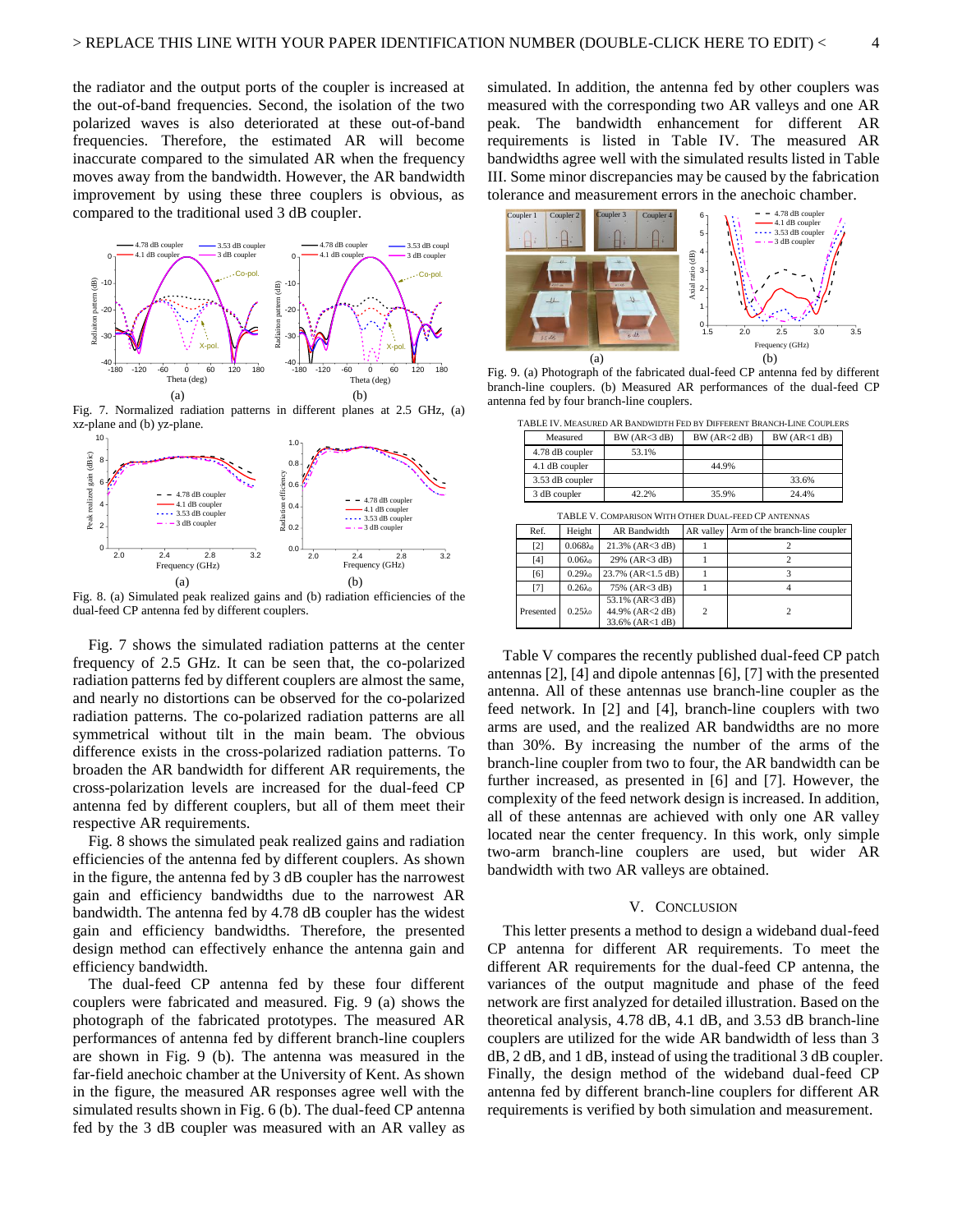the radiator and the output ports of the coupler is increased at the out-of-band frequencies. Second, the isolation of the two polarized waves is also deteriorated at these out-of-band frequencies. Therefore, the estimated AR will become inaccurate compared to the simulated AR when the frequency moves away from the bandwidth. However, the AR bandwidth improvement by using these three couplers is obvious, as compared to the traditional used 3 dB coupler.

Fig. 7. Normalized radiation patterns in different planes at 2.5 GHz, (a) xz-plane and (b) yz-plane.

Fig. 8. (a) Simulated peak realized gains and (b) radiation efficiencies of the dual-feed CP antenna fed by different couplers.

Fig. 7 shows the simulated radiation patterns at the center frequency of 2.5 GHz. It can be seen that, the co-polarized radiation patterns fed by different couplers are almost the same, and nearly no distortions can be observed for the co-polarized radiation patterns. The co-polarized radiation patterns are all symmetrical without tilt in the main beam. The obvious difference exists in the cross-polarized radiation patterns. To broaden the AR bandwidth for different AR requirements, the cross-polarization levels are increased for the dual-feed CP antenna fed by different couplers, but all of them meet their respective AR requirements.

Fig. 8 shows the simulated peak realized gains and radiation efficiencies of the antenna fed by different couplers. As shown in the figure, the antenna fed by 3 dB coupler has the narrowest gain and efficiency bandwidths due to the narrowest AR bandwidth. The antenna fed by 4.78 dB coupler has the widest gain and efficiency bandwidths. Therefore, the presented design method can effectively enhance the antenna gain and efficiency bandwidth.

The dual-feed CP antenna fed by these four different couplers were fabricated and measured. Fig. 9 (a) shows the photograph of the fabricated prototypes. The measured AR performances of antenna fed by different branch-line couplers are shown in Fig. 9 (b). The antenna was measured in the far-field anechoic chamber at the University of Kent. As shown in the figure, the measured AR responses agree well with the simulated results shown in Fig. 6 (b). The dual-feed CP antenna fed by the 3 dB coupler was measured with an AR valley as simulated. In addition, the antenna fed by other couplers was measured with the corresponding two AR valleys and one AR peak. The bandwidth enhancement for different AR requirements is listed in Table IV. The measured AR bandwidths agree well with the simulated results listed in Table III. Some minor discrepancies may be caused by the fabrication tolerance and measurement errors in the anechoic chamber.

Fig. 9. (a) Photograph of the fabricated dual-feed CP antenna fed by different branch-line couplers. (b) Measured AR performances of the dual-feed CP antenna fed by four branch-line couplers.

TABLE IV. Measured AR Bandwidth Fed by Different Branch-Line Couplers

| Measured | BW (AR<3 dB) | BW (AR<2 dB) | BW (AR<1 dB) |
|---|---|---|---|
| 4.78 dB coupler | 53.1% | | |
| 4.1 dB coupler | | 44.9% | |
| 3.53 dB coupler | | | 33.6% |
| 3 dB coupler | 42.2% | 35.9% | 24.4% |

TABLE V. Comparison With Other Dual-Feed CP Antennas

| Ref. | Height | AR Bandwidth | AR valley | Arm of the branch-line coupler |
|---|---|---|---|---|
| [2] | $0.068\lambda_0$ | 21.3% (AR<3 dB) | 1 | 2 |
| [4] | $0.06\lambda_0$ | 29% (AR<3 dB) | 1 | 2 |
| [6] | $0.29\lambda_0$ | 23.7% (AR<1.5 dB) | 1 | 3 |
| [7] | $0.26\lambda_0$ | 75% (AR<3 dB) | 1 | 4 |
| Presented | $0.25\lambda_0$ | 53.1% (AR<3 dB) 44.9% (AR<2 dB) 33.6% (AR<1 dB) | 2 | 2 |

Table V compares the recently published dual-feed CP patch antennas [2], [4] and dipole antennas [6], [7] with the presented antenna. All of these antennas use branch-line coupler as the feed network. In [2] and [4], branch-line couplers with two arms are used, and the realized AR bandwidths are no more than 30%. By increasing the number of the arms of the branch-line coupler from two to four, the AR bandwidth can be further increased, as presented in [6] and [7]. However, the complexity of the feed network design is increased. In addition, all of these antennas are achieved with only one AR valley located near the center frequency. In this work, only simple two-arm branch-line couplers are used, but wider AR bandwidth with two AR valleys are obtained.

## V. Conclusion

This letter presents a method to design a wideband dual-feed CP antenna for different AR requirements. To meet the different AR requirements for the dual-feed CP antenna, the variances of the output magnitude and phase of the feed network are first analyzed for detailed illustration. Based on the theoretical analysis, 4.78 dB, 4.1 dB, and 3.53 dB branch-line couplers are utilized for the wide AR bandwidth of less than 3 dB, 2 dB, and 1 dB, instead of using the traditional 3 dB coupler. Finally, the design method of the wideband dual-feed CP antenna fed by different branch-line couplers for different AR requirements is verified by both simulation and measurement.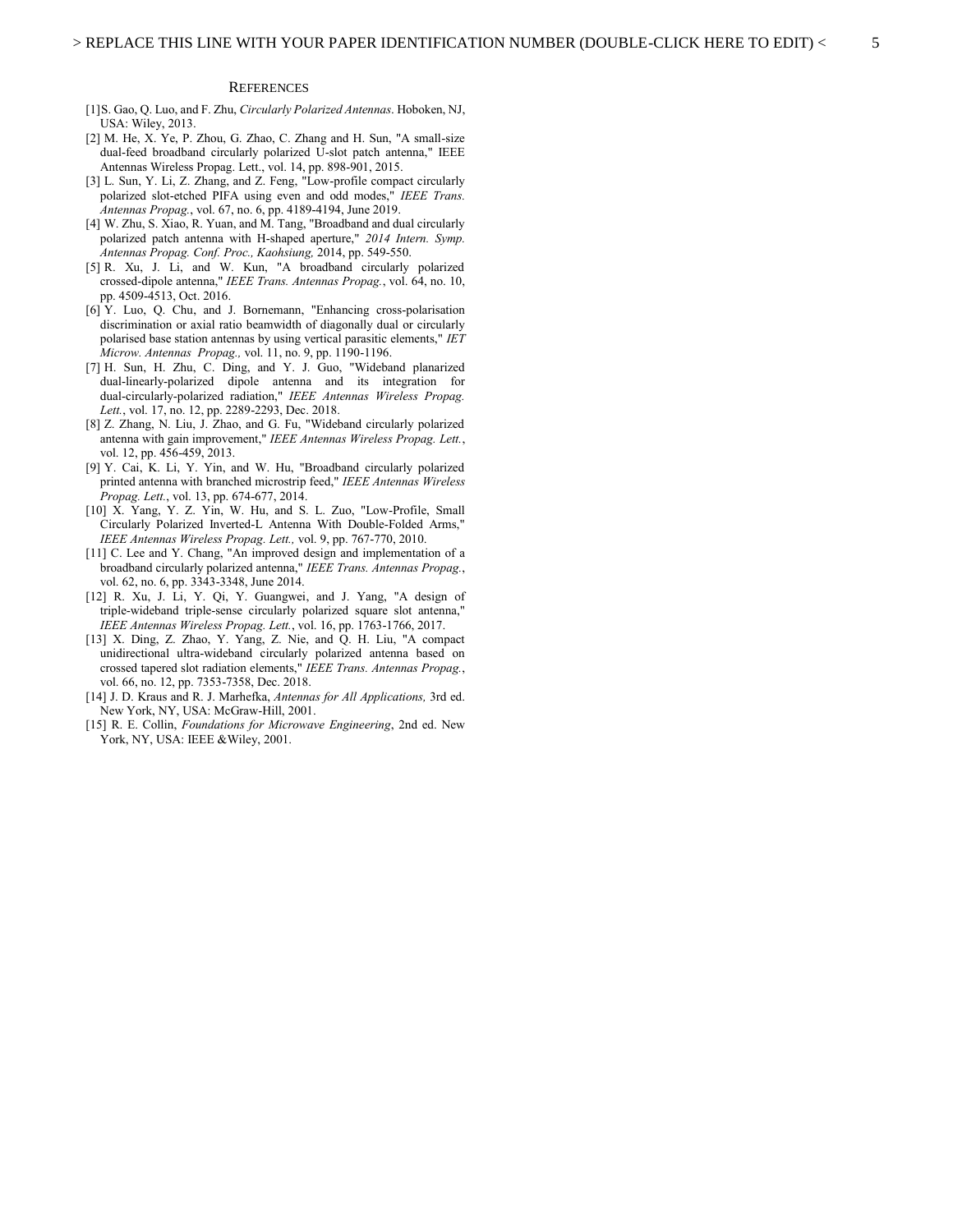## References

[1] S. Gao, Q. Luo, and F. Zhu, *Circularly Polarized Antennas*. Hoboken, NJ, USA: Wiley, 2013.

[2] M. He, X. Ye, P. Zhou, G. Zhao, C. Zhang and H. Sun, "A small-size dual-feed broadband circularly polarized U-slot patch antenna," IEEE Antennas Wireless Propag. Lett., vol. 14, pp. 898-901, 2015.

[3] L. Sun, Y. Li, Z. Zhang, and Z. Feng, "Low-profile compact circularly polarized slot-etched PIFA using even and odd modes," *IEEE Trans. Antennas Propag.*, vol. 67, no. 6, pp. 4189-4194, June 2019.

[4] W. Zhu, S. Xiao, R. Yuan, and M. Tang, "Broadband and dual circularly polarized patch antenna with H-shaped aperture," *2014 Intern. Symp. Antennas Propag. Conf. Proc., Kaohsiung,* 2014, pp. 549-550.

[5] R. Xu, J. Li, and W. Kun, "A broadband circularly polarized crossed-dipole antenna," *IEEE Trans. Antennas Propag.*, vol. 64, no. 10, pp. 4509-4513, Oct. 2016.

[6] Y. Luo, Q. Chu, and J. Bornemann, "Enhancing cross-polarisation discrimination or axial ratio beamwidth of diagonally dual or circularly polarised base station antennas by using vertical parasitic elements," *IET Microw. Antennas Propag.,* vol. 11, no. 9, pp. 1190-1196.

[7] H. Sun, H. Zhu, C. Ding, and Y. J. Guo, "Wideband planarized dual-linearly-polarized dipole antenna and its integration for dual-circularly-polarized radiation," *IEEE Antennas Wireless Propag. Lett.*, vol. 17, no. 12, pp. 2289-2293, Dec. 2018.

[8] Z. Zhang, N. Liu, J. Zhao, and G. Fu, "Wideband circularly polarized antenna with gain improvement," *IEEE Antennas Wireless Propag. Lett.*, vol. 12, pp. 456-459, 2013.

[9] Y. Cai, K. Li, Y. Yin, and W. Hu, "Broadband circularly polarized printed antenna with branched microstrip feed," *IEEE Antennas Wireless Propag. Lett.*, vol. 13, pp. 674-677, 2014.

[10] X. Yang, Y. Z. Yin, W. Hu, and S. L. Zuo, "Low-Profile, Small Circularly Polarized Inverted-L Antenna With Double-Folded Arms," *IEEE Antennas Wireless Propag. Lett.,* vol. 9, pp. 767-770, 2010.

[11] C. Lee and Y. Chang, "An improved design and implementation of a broadband circularly polarized antenna," *IEEE Trans. Antennas Propag.*, vol. 62, no. 6, pp. 3343-3348, June 2014.

[12] R. Xu, J. Li, Y. Qi, Y. Guangwei, and J. Yang, "A design of triple-wideband triple-sense circularly polarized square slot antenna," *IEEE Antennas Wireless Propag. Lett.*, vol. 16, pp. 1763-1766, 2017.

[13] X. Ding, Z. Zhao, Y. Yang, Z. Nie, and Q. H. Liu, "A compact unidirectional ultra-wideband circularly polarized antenna based on crossed tapered slot radiation elements," *IEEE Trans. Antennas Propag.*, vol. 66, no. 12, pp. 7353-7358, Dec. 2018.

[14] J. D. Kraus and R. J. Marhefka, *Antennas for All Applications,* 3rd ed. New York, NY, USA: McGraw-Hill, 2001.

[15] R. E. Collin, *Foundations for Microwave Engineering*, 2nd ed. New York, NY, USA: IEEE &Wiley, 2001.